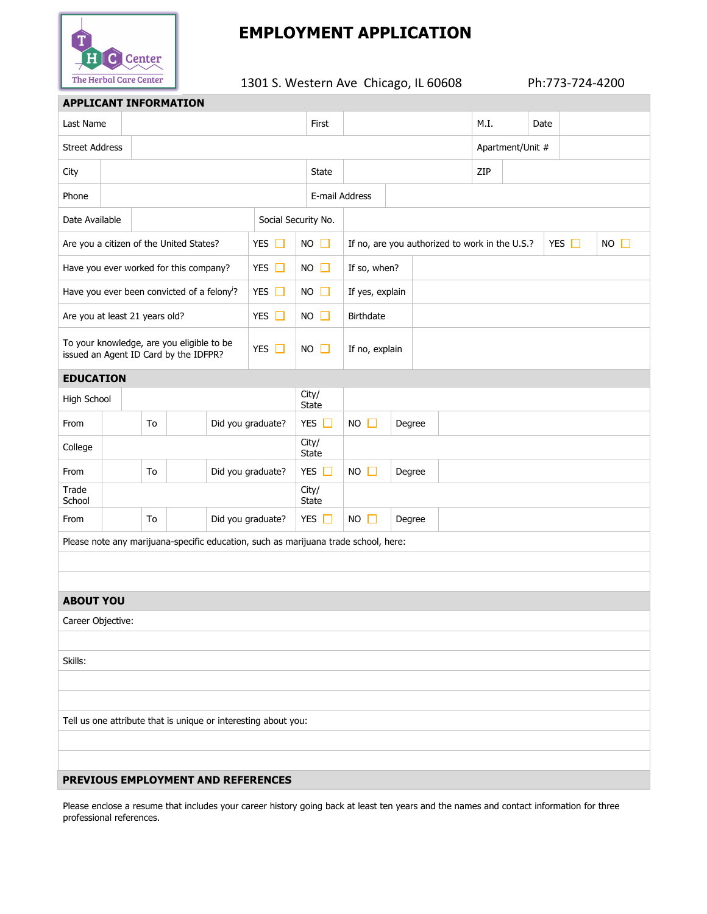THC Center
The Herbal Care Center

# EMPLOYMENT APPLICATION

1301 S. Western Ave Chicago, IL 60608 Ph:773-724-4200

## APPLICANT INFORMATION

| Last Name | | First | | M.I. | | Date | |
|---|---|---|---|---|---|---|---|
| Street Address | | | | Apartment/Unit # | | | |
| City | | State | | ZIP | | | |
| Phone | | E-mail Address | | | | | |
| Date Available | | Social Security No. | | | | | |

| | | | | | | |
|---|---|---|---|---|---|---|
| Are you a citizen of the United States? | YES ☐ | NO ☐ | If no, are you authorized to work in the U.S.? | YES ☐ | NO ☐ |
| Have you ever worked for this company? | YES ☐ | NO ☐ | If so, when? | | |
| Have you ever been convicted of a felony[i]? | YES ☐ | NO ☐ | If yes, explain | | |
| Are you at least 21 years old? | YES ☐ | NO ☐ | Birthdate | | |
| To your knowledge, are you eligible to be issued an Agent ID Card by the IDFPR? | YES ☐ | NO ☐ | If no, explain | | |

## EDUCATION

| | | | | | | | |
|---|---|---|---|---|---|---|---|
| High School | | | | City/ State | | | |
| From | | To | | Did you graduate? | YES ☐ | NO ☐ | Degree |
| College | | | | City/ State | | | |
| From | | To | | Did you graduate? | YES ☐ | NO ☐ | Degree |
| Trade School | | | | City/ State | | | |
| From | | To | | Did you graduate? | YES ☐ | NO ☐ | Degree |

Please note any marijuana-specific education, such as marijuana trade school, here:

## ABOUT YOU

Career Objective:

Skills:

Tell us one attribute that is unique or interesting about you:

## PREVIOUS EMPLOYMENT AND REFERENCES

Please enclose a resume that includes your career history going back at least ten years and the names and contact information for three professional references.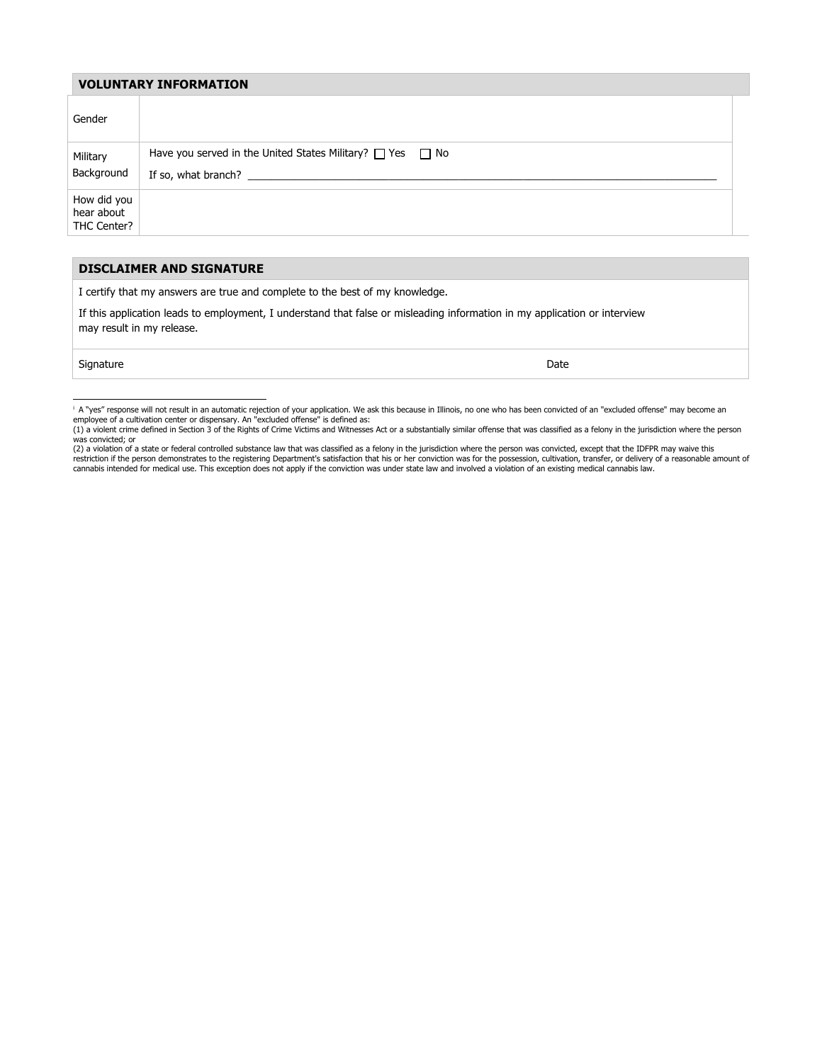## VOLUNTARY INFORMATION

| | |
|---|---|
| Gender | |
| Military Background | Have you served in the United States Military? ☐ Yes ☐ No<br>If so, what branch? ______________________________ |
| How did you hear about THC Center? | |

## DISCLAIMER AND SIGNATURE

I certify that my answers are true and complete to the best of my knowledge.

If this application leads to employment, I understand that false or misleading information in my application or interview may result in my release.

| Signature | Date |
|---|---|
| | |

---

[i] A "yes" response will not result in an automatic rejection of your application. We ask this because in Illinois, no one who has been convicted of an "excluded offense" may become an employee of a cultivation center or dispensary. An "excluded offense" is defined as:

(1) a violent crime defined in Section 3 of the Rights of Crime Victims and Witnesses Act or a substantially similar offense that was classified as a felony in the jurisdiction where the person was convicted; or

(2) a violation of a state or federal controlled substance law that was classified as a felony in the jurisdiction where the person was convicted, except that the IDFPR may waive this restriction if the person demonstrates to the registering Department's satisfaction that his or her conviction was for the possession, cultivation, transfer, or delivery of a reasonable amount of cannabis intended for medical use. This exception does not apply if the conviction was under state law and involved a violation of an existing medical cannabis law.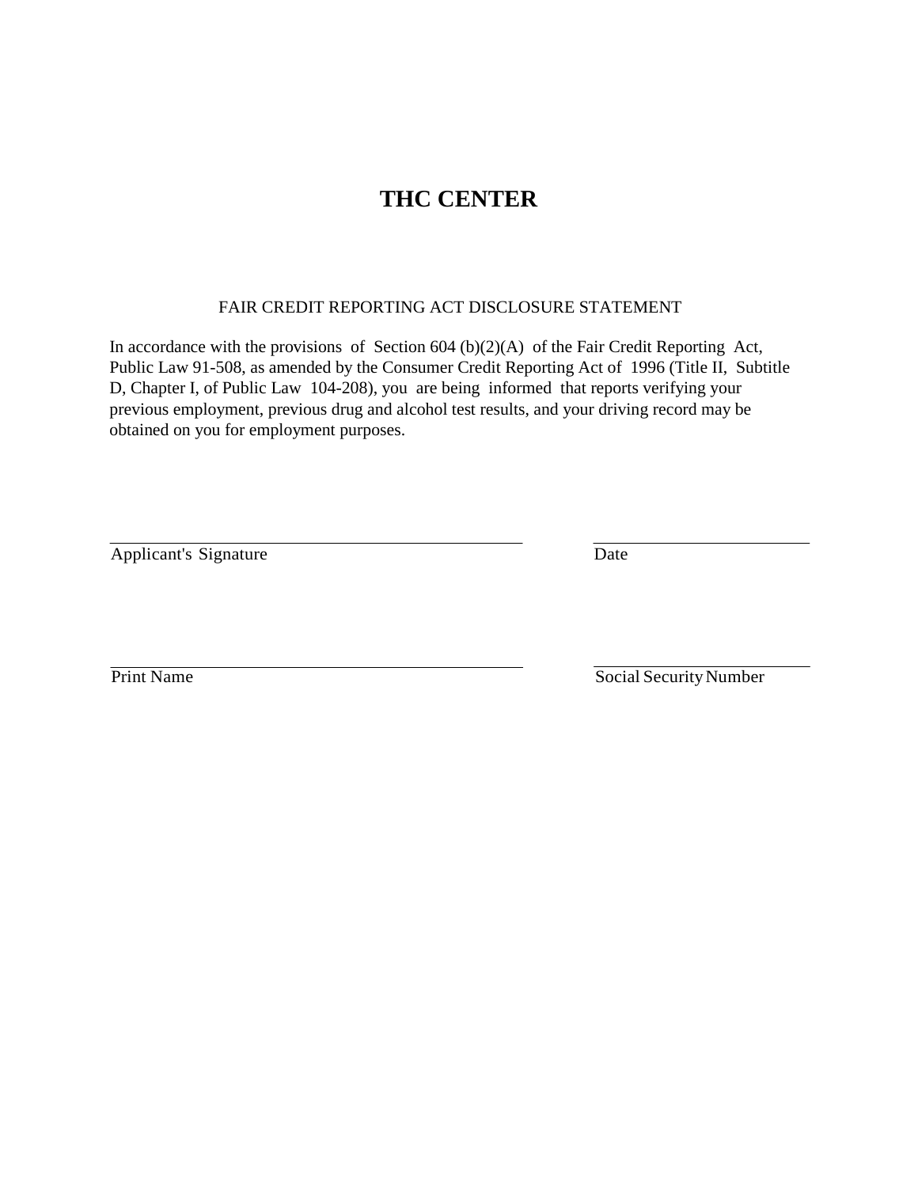# THC CENTER

FAIR CREDIT REPORTING ACT DISCLOSURE STATEMENT

In accordance with the provisions of Section 604 (b)(2)(A) of the Fair Credit Reporting Act, Public Law 91-508, as amended by the Consumer Credit Reporting Act of 1996 (Title II, Subtitle D, Chapter I, of Public Law 104-208), you are being informed that reports verifying your previous employment, previous drug and alcohol test results, and your driving record may be obtained on you for employment purposes.

\_\_\_\_\_\_\_\_\_\_\_\_\_\_\_\_\_\_\_\_\_\_\_\_\_\_\_\_\_\_\_\_\_\_\_\_\_\_\_\_ \_\_\_\_\_\_\_\_\_\_\_\_\_\_\_\_\_\_\_\_\_\_

Applicant's Signature Date

\_\_\_\_\_\_\_\_\_\_\_\_\_\_\_\_\_\_\_\_\_\_\_\_\_\_\_\_\_\_\_\_\_\_\_\_\_\_\_\_ \_\_\_\_\_\_\_\_\_\_\_\_\_\_\_\_\_\_\_\_\_\_

Print Name Social Security Number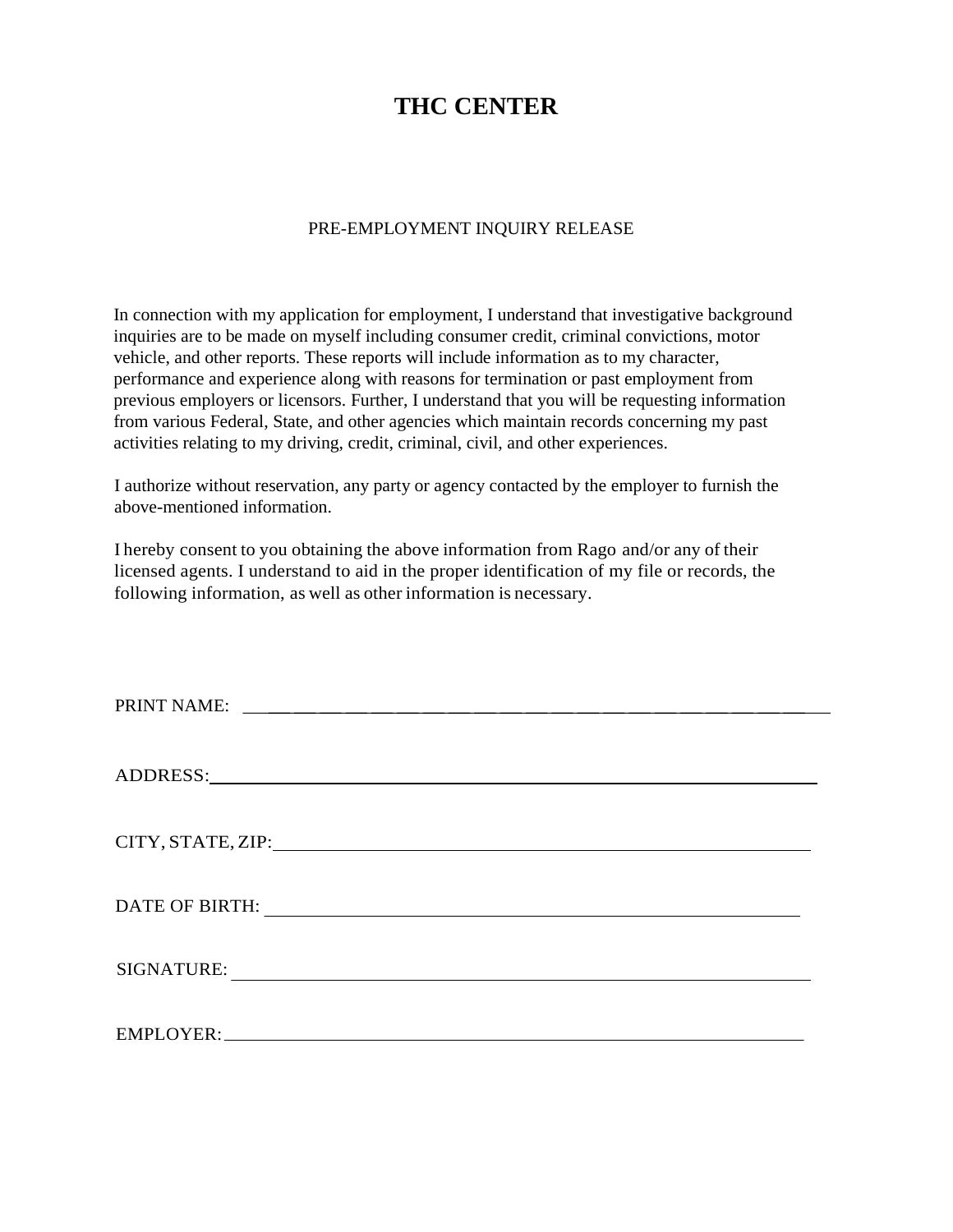# THC CENTER

PRE-EMPLOYMENT INQUIRY RELEASE

In connection with my application for employment, I understand that investigative background inquiries are to be made on myself including consumer credit, criminal convictions, motor vehicle, and other reports. These reports will include information as to my character, performance and experience along with reasons for termination or past employment from previous employers or licensors. Further, I understand that you will be requesting information from various Federal, State, and other agencies which maintain records concerning my past activities relating to my driving, credit, criminal, civil, and other experiences.

I authorize without reservation, any party or agency contacted by the employer to furnish the above-mentioned information.

I hereby consent to you obtaining the above information from Rago and/or any of their licensed agents. I understand to aid in the proper identification of my file or records, the following information, as well as other information is necessary.

PRINT NAME: ______________________________________________

ADDRESS: ______________________________________________

CITY, STATE, ZIP: ______________________________________________

DATE OF BIRTH: ______________________________________________

SIGNATURE: ______________________________________________

EMPLOYER: ______________________________________________